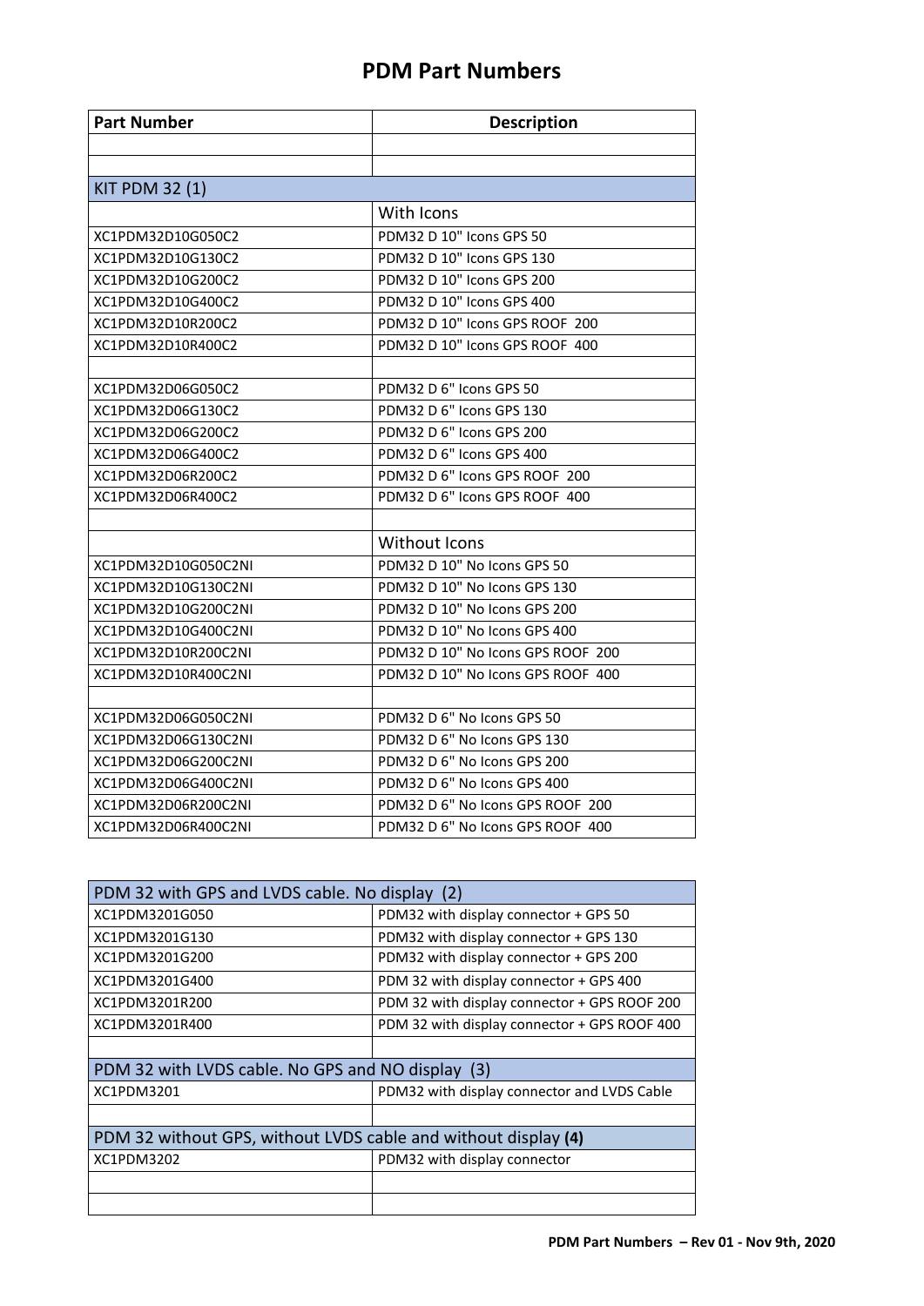# PDM Part Numbers

| Part Number | Description |
|---|---|
| | |
| | |
| KIT PDM 32 (1) | |
| | With Icons |
| XC1PDM32D10G050C2 | PDM32 D 10" Icons GPS 50 |
| XC1PDM32D10G130C2 | PDM32 D 10" Icons GPS 130 |
| XC1PDM32D10G200C2 | PDM32 D 10" Icons GPS 200 |
| XC1PDM32D10G400C2 | PDM32 D 10" Icons GPS 400 |
| XC1PDM32D10R200C2 | PDM32 D 10" Icons GPS ROOF 200 |
| XC1PDM32D10R400C2 | PDM32 D 10" Icons GPS ROOF 400 |
| | |
| XC1PDM32D06G050C2 | PDM32 D 6" Icons GPS 50 |
| XC1PDM32D06G130C2 | PDM32 D 6" Icons GPS 130 |
| XC1PDM32D06G200C2 | PDM32 D 6" Icons GPS 200 |
| XC1PDM32D06G400C2 | PDM32 D 6" Icons GPS 400 |
| XC1PDM32D06R200C2 | PDM32 D 6" Icons GPS ROOF 200 |
| XC1PDM32D06R400C2 | PDM32 D 6" Icons GPS ROOF 400 |
| | |
| | Without Icons |
| XC1PDM32D10G050C2NI | PDM32 D 10" No Icons GPS 50 |
| XC1PDM32D10G130C2NI | PDM32 D 10" No Icons GPS 130 |
| XC1PDM32D10G200C2NI | PDM32 D 10" No Icons GPS 200 |
| XC1PDM32D10G400C2NI | PDM32 D 10" No Icons GPS 400 |
| XC1PDM32D10R200C2NI | PDM32 D 10" No Icons GPS ROOF 200 |
| XC1PDM32D10R400C2NI | PDM32 D 10" No Icons GPS ROOF 400 |
| | |
| XC1PDM32D06G050C2NI | PDM32 D 6" No Icons GPS 50 |
| XC1PDM32D06G130C2NI | PDM32 D 6" No Icons GPS 130 |
| XC1PDM32D06G200C2NI | PDM32 D 6" No Icons GPS 200 |
| XC1PDM32D06G400C2NI | PDM32 D 6" No Icons GPS 400 |
| XC1PDM32D06R200C2NI | PDM32 D 6" No Icons GPS ROOF 200 |
| XC1PDM32D06R400C2NI | PDM32 D 6" No Icons GPS ROOF 400 |

| PDM 32 with GPS and LVDS cable. No display (2) | |
|---|---|
| XC1PDM3201G050 | PDM32 with display connector + GPS 50 |
| XC1PDM3201G130 | PDM32 with display connector + GPS 130 |
| XC1PDM3201G200 | PDM32 with display connector + GPS 200 |
| XC1PDM3201G400 | PDM 32 with display connector + GPS 400 |
| XC1PDM3201R200 | PDM 32 with display connector + GPS ROOF 200 |
| XC1PDM3201R400 | PDM 32 with display connector + GPS ROOF 400 |
| | |
| PDM 32 with LVDS cable. No GPS and NO display (3) | |
| XC1PDM3201 | PDM32 with display connector and LVDS Cable |
| | |
| PDM 32 without GPS, without LVDS cable and without display **(4)** | |
| XC1PDM3202 | PDM32 with display connector |
| | |
| | |

PDM Part Numbers – Rev 01 - Nov 9th, 2020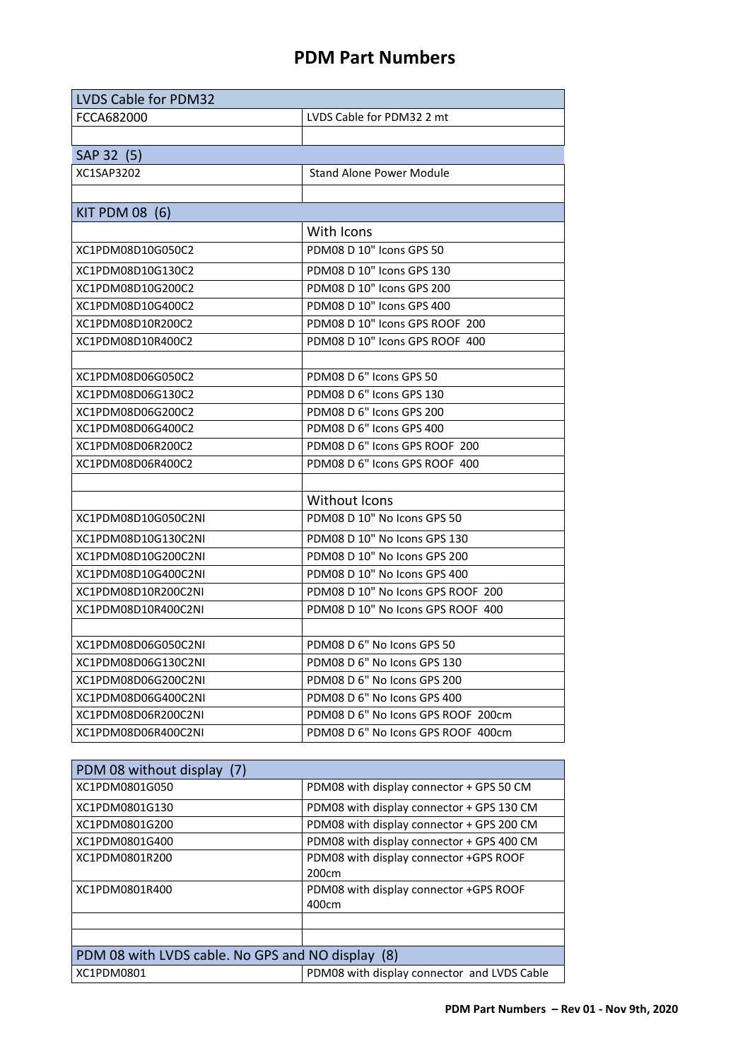# PDM Part Numbers

| LVDS Cable for PDM32 | |
|---|---|
| FCCA682000 | LVDS Cable for PDM32 2 mt |
| | |
| **SAP 32 (5)** | |
| XC1SAP3202 | Stand Alone Power Module |
| | |
| **KIT PDM 08 (6)** | |
| | With Icons |
| XC1PDM08D10G050C2 | PDM08 D 10" Icons GPS 50 |
| XC1PDM08D10G130C2 | PDM08 D 10" Icons GPS 130 |
| XC1PDM08D10G200C2 | PDM08 D 10" Icons GPS 200 |
| XC1PDM08D10G400C2 | PDM08 D 10" Icons GPS 400 |
| XC1PDM08D10R200C2 | PDM08 D 10" Icons GPS ROOF 200 |
| XC1PDM08D10R400C2 | PDM08 D 10" Icons GPS ROOF 400 |
| | |
| XC1PDM08D06G050C2 | PDM08 D 6" Icons GPS 50 |
| XC1PDM08D06G130C2 | PDM08 D 6" Icons GPS 130 |
| XC1PDM08D06G200C2 | PDM08 D 6" Icons GPS 200 |
| XC1PDM08D06G400C2 | PDM08 D 6" Icons GPS 400 |
| XC1PDM08D06R200C2 | PDM08 D 6" Icons GPS ROOF 200 |
| XC1PDM08D06R400C2 | PDM08 D 6" Icons GPS ROOF 400 |
| | |
| | Without Icons |
| XC1PDM08D10G050C2NI | PDM08 D 10" No Icons GPS 50 |
| XC1PDM08D10G130C2NI | PDM08 D 10" No Icons GPS 130 |
| XC1PDM08D10G200C2NI | PDM08 D 10" No Icons GPS 200 |
| XC1PDM08D10G400C2NI | PDM08 D 10" No Icons GPS 400 |
| XC1PDM08D10R200C2NI | PDM08 D 10" No Icons GPS ROOF 200 |
| XC1PDM08D10R400C2NI | PDM08 D 10" No Icons GPS ROOF 400 |
| | |
| XC1PDM08D06G050C2NI | PDM08 D 6" No Icons GPS 50 |
| XC1PDM08D06G130C2NI | PDM08 D 6" No Icons GPS 130 |
| XC1PDM08D06G200C2NI | PDM08 D 6" No Icons GPS 200 |
| XC1PDM08D06G400C2NI | PDM08 D 6" No Icons GPS 400 |
| XC1PDM08D06R200C2NI | PDM08 D 6" No Icons GPS ROOF 200cm |
| XC1PDM08D06R400C2NI | PDM08 D 6" No Icons GPS ROOF 400cm |

| PDM 08 without display (7) | |
|---|---|
| XC1PDM0801G050 | PDM08 with display connector + GPS 50 CM |
| XC1PDM0801G130 | PDM08 with display connector + GPS 130 CM |
| XC1PDM0801G200 | PDM08 with display connector + GPS 200 CM |
| XC1PDM0801G400 | PDM08 with display connector + GPS 400 CM |
| XC1PDM0801R200 | PDM08 with display connector +GPS ROOF 200cm |
| XC1PDM0801R400 | PDM08 with display connector +GPS ROOF 400cm |
| | |
| | |
| **PDM 08 with LVDS cable. No GPS and NO display (8)** | |
| XC1PDM0801 | PDM08 with display connector and LVDS Cable |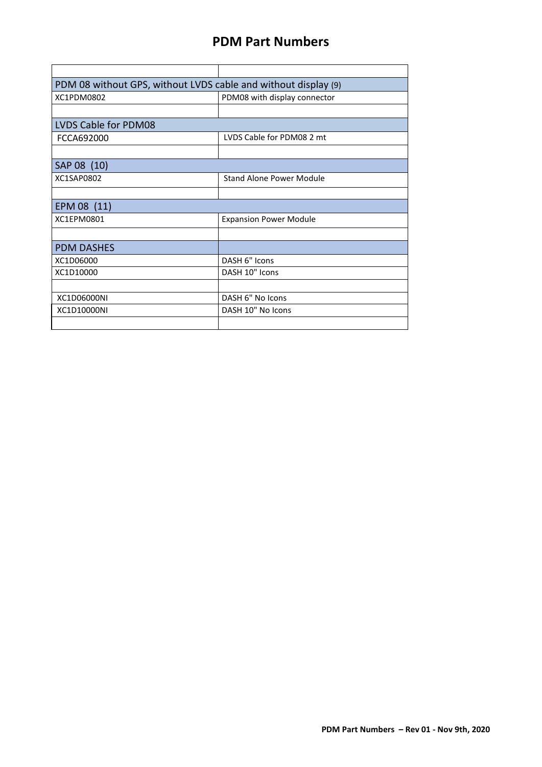# PDM Part Numbers

| | |
|---|---|
| PDM 08 without GPS, without LVDS cable and without display (9) | |
| XC1PDM0802 | PDM08 with display connector |
| | |
| LVDS Cable for PDM08 | |
| FCCA692000 | LVDS Cable for PDM08 2 mt |
| | |
| SAP 08 (10) | |
| XC1SAP0802 | Stand Alone Power Module |
| | |
| EPM 08 (11) | |
| XC1EPM0801 | Expansion Power Module |
| | |
| PDM DASHES | |
| XC1D06000 | DASH 6" Icons |
| XC1D10000 | DASH 10" Icons |
| | |
| XC1D06000NI | DASH 6" No Icons |
| XC1D10000NI | DASH 10" No Icons |
| | |

PDM Part Numbers – Rev 01 - Nov 9th, 2020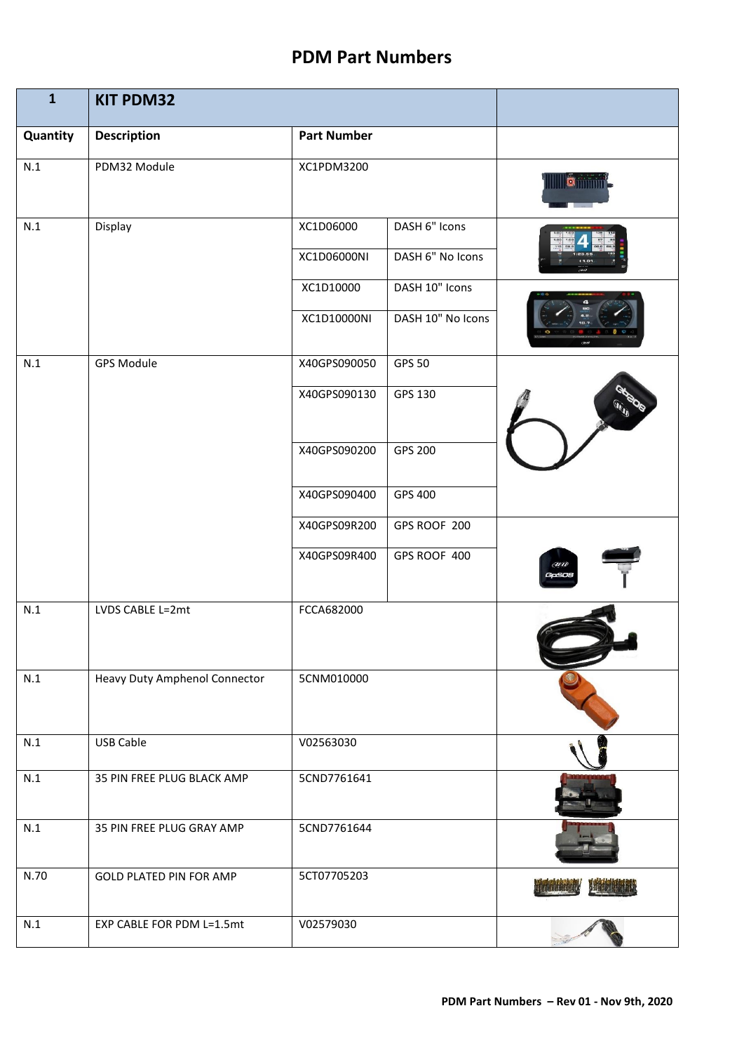# PDM Part Numbers

| 1 | KIT PDM32 | | | |
|---|---|---|---|---|
| Quantity | Description | Part Number | | |
| N.1 | PDM32 Module | XC1PDM3200 | | |
| N.1 | Display | XC1D06000 | DASH 6" Icons | |
| | | XC1D06000NI | DASH 6" No Icons | |
| | | XC1D10000 | DASH 10" Icons | |
| | | XC1D10000NI | DASH 10" No Icons | |
| N.1 | GPS Module | X40GPS090050 | GPS 50 | |
| | | X40GPS090130 | GPS 130 | |
| | | X40GPS090200 | GPS 200 | |
| | | X40GPS090400 | GPS 400 | |
| | | X40GPS09R200 | GPS ROOF 200 | |
| | | X40GPS09R400 | GPS ROOF 400 | |
| N.1 | LVDS CABLE L=2mt | FCCA682000 | | |
| N.1 | Heavy Duty Amphenol Connector | 5CNM010000 | | |
| N.1 | USB Cable | V02563030 | | |
| N.1 | 35 PIN FREE PLUG BLACK AMP | 5CND7761641 | | |
| N.1 | 35 PIN FREE PLUG GRAY AMP | 5CND7761644 | | |
| N.70 | GOLD PLATED PIN FOR AMP | 5CT07705203 | | |
| N.1 | EXP CABLE FOR PDM L=1.5mt | V02579030 | | |

PDM Part Numbers – Rev 01 - Nov 9th, 2020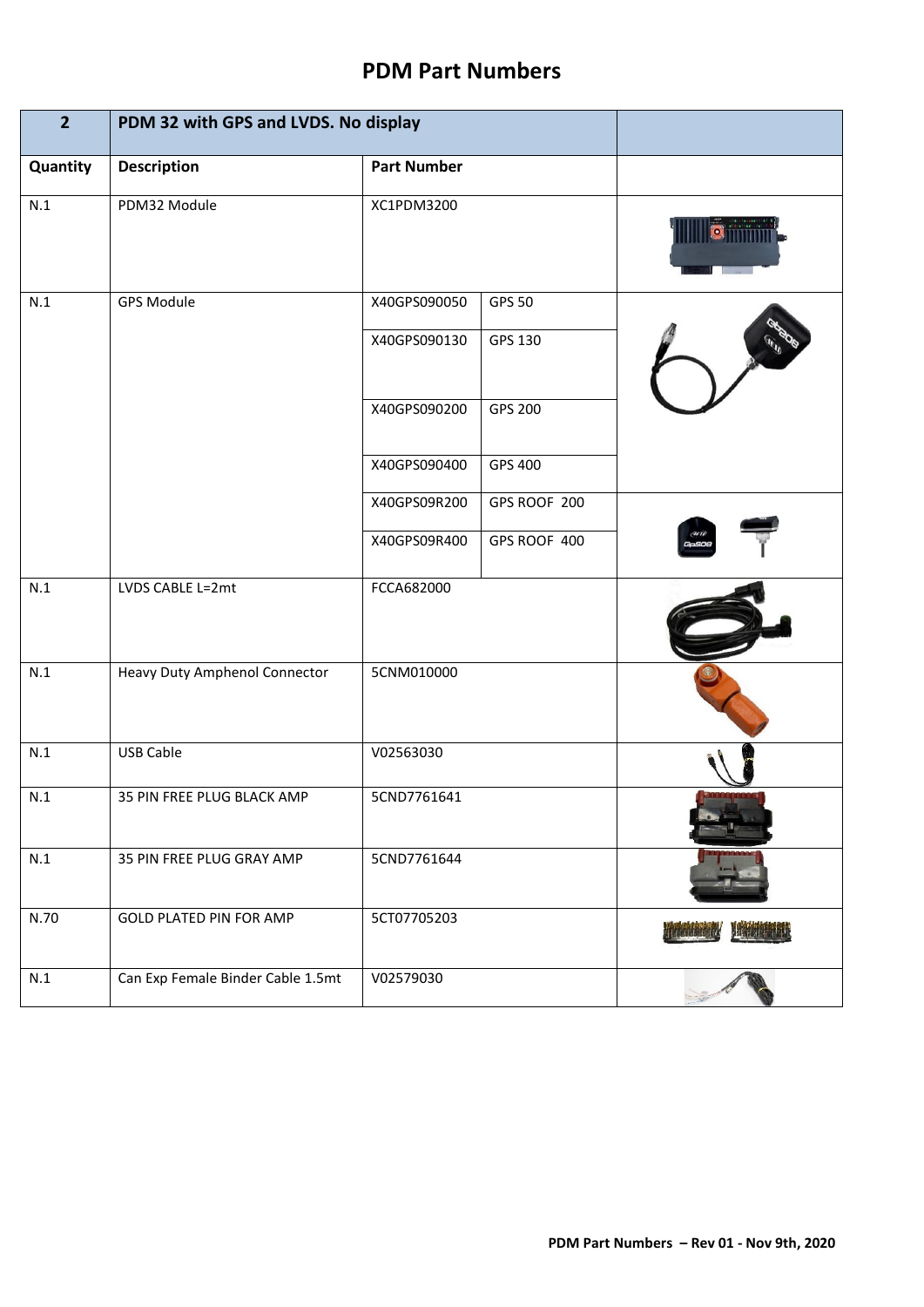# PDM Part Numbers

| 2 | PDM 32 with GPS and LVDS. No display | | | |
|---|---|---|---|---|
| **Quantity** | **Description** | **Part Number** | | |
| N.1 | PDM32 Module | XC1PDM3200 | | |
| N.1 | GPS Module | X40GPS090050 | GPS 50 | |
| | | X40GPS090130 | GPS 130 | |
| | | X40GPS090200 | GPS 200 | |
| | | X40GPS090400 | GPS 400 | |
| | | X40GPS09R200 | GPS ROOF 200 | |
| | | X40GPS09R400 | GPS ROOF 400 | |
| N.1 | LVDS CABLE L=2mt | FCCA682000 | | |
| N.1 | Heavy Duty Amphenol Connector | 5CNM010000 | | |
| N.1 | USB Cable | V02563030 | | |
| N.1 | 35 PIN FREE PLUG BLACK AMP | 5CND7761641 | | |
| N.1 | 35 PIN FREE PLUG GRAY AMP | 5CND7761644 | | |
| N.70 | GOLD PLATED PIN FOR AMP | 5CT07705203 | | |
| N.1 | Can Exp Female Binder Cable 1.5mt | V02579030 | | |

PDM Part Numbers – Rev 01 - Nov 9th, 2020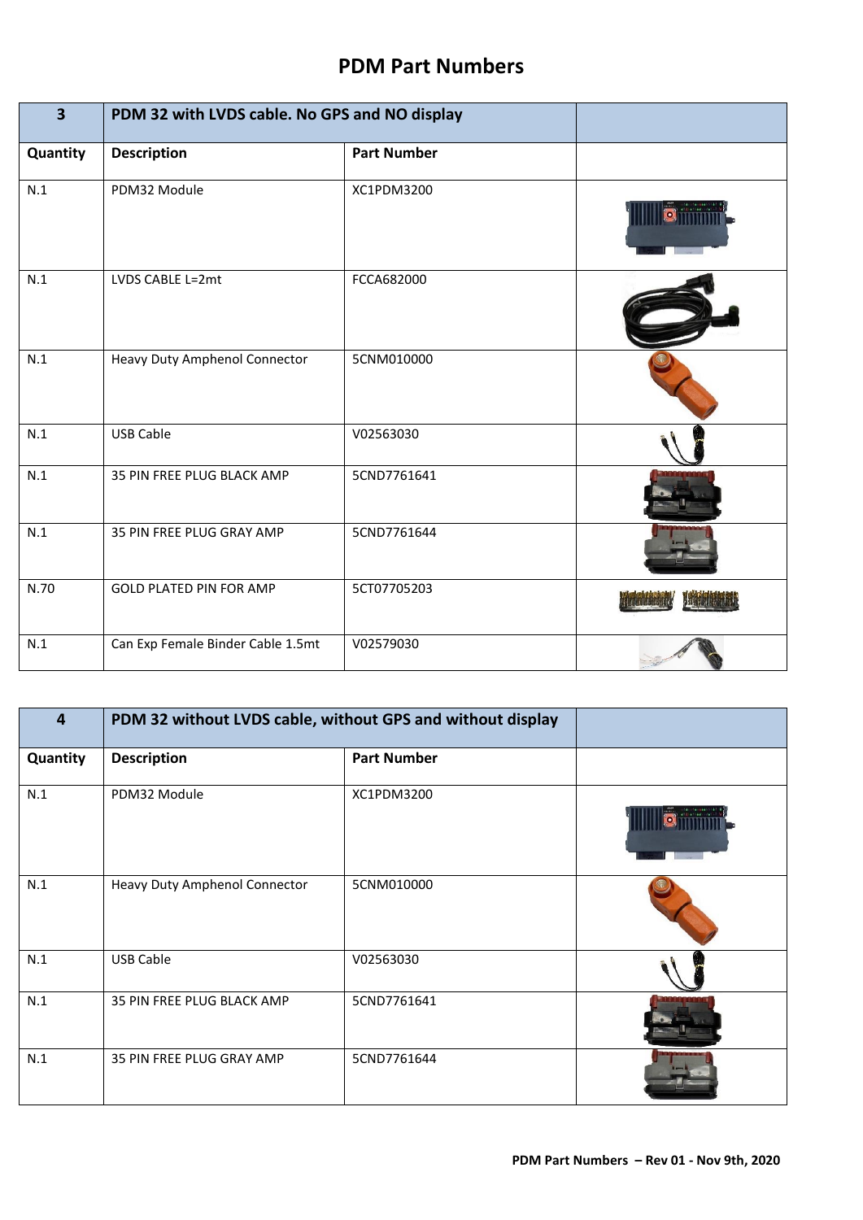# PDM Part Numbers

| 3 | PDM 32 with LVDS cable. No GPS and NO display | | |
|---|---|---|---|
| **Quantity** | **Description** | **Part Number** | |
| N.1 | PDM32 Module | XC1PDM3200 | |
| N.1 | LVDS CABLE L=2mt | FCCA682000 | |
| N.1 | Heavy Duty Amphenol Connector | 5CNM010000 | |
| N.1 | USB Cable | V02563030 | |
| N.1 | 35 PIN FREE PLUG BLACK AMP | 5CND7761641 | |
| N.1 | 35 PIN FREE PLUG GRAY AMP | 5CND7761644 | |
| N.70 | GOLD PLATED PIN FOR AMP | 5CT07705203 | |
| N.1 | Can Exp Female Binder Cable 1.5mt | V02579030 | |

| 4 | PDM 32 without LVDS cable, without GPS and without display | | |
|---|---|---|---|
| **Quantity** | **Description** | **Part Number** | |
| N.1 | PDM32 Module | XC1PDM3200 | |
| N.1 | Heavy Duty Amphenol Connector | 5CNM010000 | |
| N.1 | USB Cable | V02563030 | |
| N.1 | 35 PIN FREE PLUG BLACK AMP | 5CND7761641 | |
| N.1 | 35 PIN FREE PLUG GRAY AMP | 5CND7761644 | |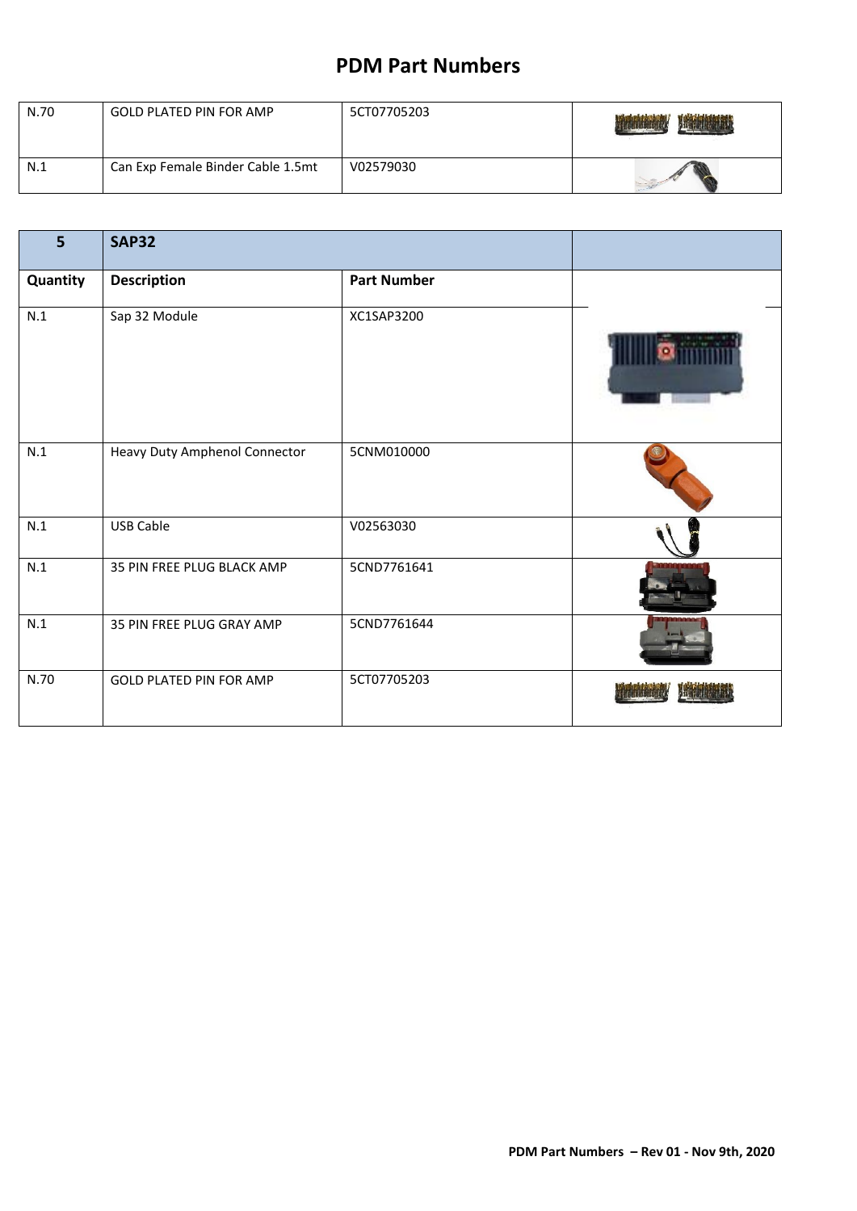# PDM Part Numbers

| | | | |
|---|---|---|---|
| N.70 | GOLD PLATED PIN FOR AMP | 5CT07705203 | |
| N.1 | Can Exp Female Binder Cable 1.5mt | V02579030 | |

| 5 | SAP32 | | |
|---|---|---|---|
| **Quantity** | **Description** | **Part Number** | |
| N.1 | Sap 32 Module | XC1SAP3200 | |
| N.1 | Heavy Duty Amphenol Connector | 5CNM010000 | |
| N.1 | USB Cable | V02563030 | |
| N.1 | 35 PIN FREE PLUG BLACK AMP | 5CND7761641 | |
| N.1 | 35 PIN FREE PLUG GRAY AMP | 5CND7761644 | |
| N.70 | GOLD PLATED PIN FOR AMP | 5CT07705203 | |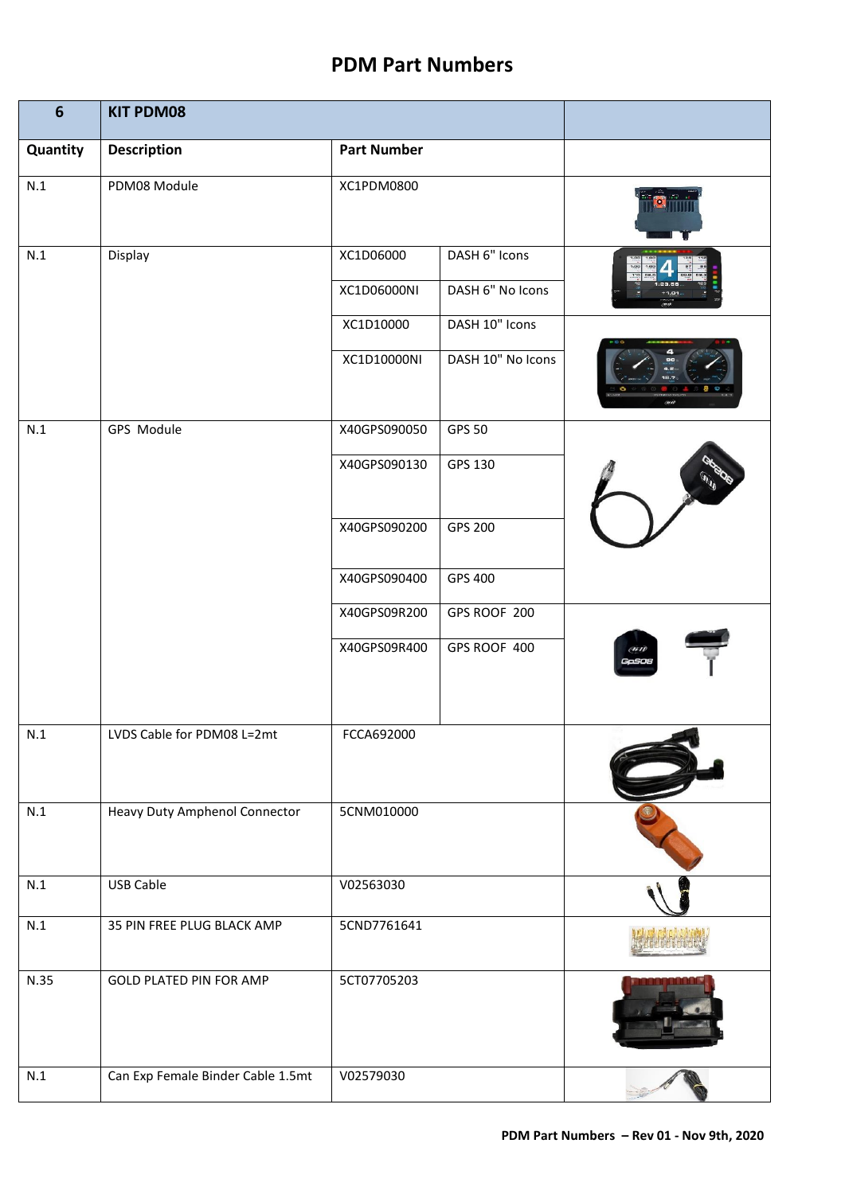# PDM Part Numbers

| 6 | KIT PDM08 | | | |
|---|---|---|---|---|
| **Quantity** | **Description** | **Part Number** | | |
| N.1 | PDM08 Module | XC1PDM0800 | | |
| N.1 | Display | XC1D06000 | DASH 6" Icons | |
| | | XC1D06000NI | DASH 6" No Icons | |
| | | XC1D10000 | DASH 10" Icons | |
| | | XC1D10000NI | DASH 10" No Icons | |
| N.1 | GPS Module | X40GPS090050 | GPS 50 | |
| | | X40GPS090130 | GPS 130 | |
| | | X40GPS090200 | GPS 200 | |
| | | X40GPS090400 | GPS 400 | |
| | | X40GPS09R200 | GPS ROOF 200 | |
| | | X40GPS09R400 | GPS ROOF 400 | |
| N.1 | LVDS Cable for PDM08 L=2mt | FCCA692000 | | |
| N.1 | Heavy Duty Amphenol Connector | 5CNM010000 | | |
| N.1 | USB Cable | V02563030 | | |
| N.1 | 35 PIN FREE PLUG BLACK AMP | 5CND7761641 | | |
| N.35 | GOLD PLATED PIN FOR AMP | 5CT07705203 | | |
| N.1 | Can Exp Female Binder Cable 1.5mt | V02579030 | | |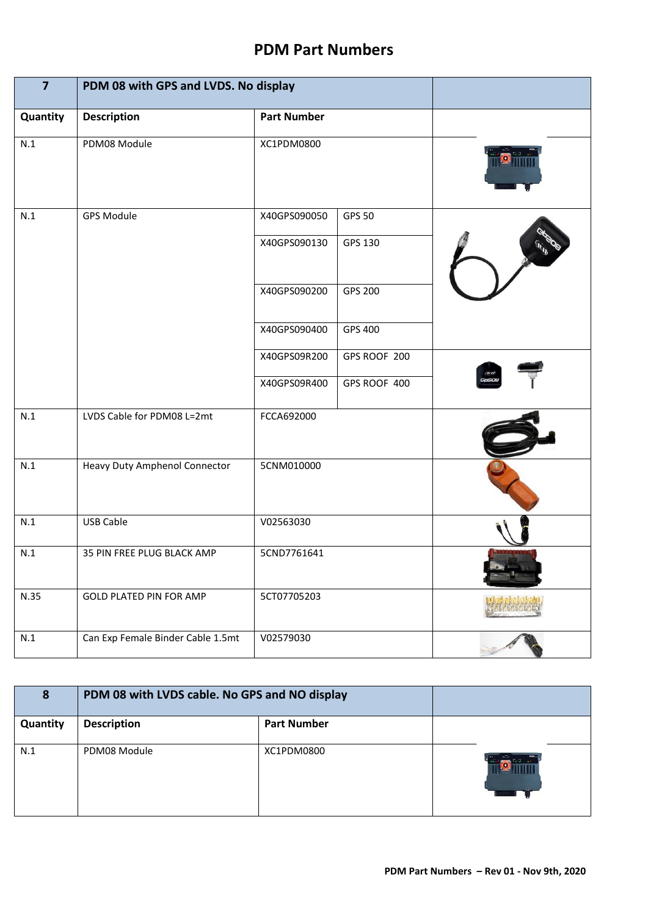# PDM Part Numbers

| 7 | PDM 08 with GPS and LVDS. No display | | |
|---|---|---|---|
| **Quantity** | **Description** | **Part Number** | |
| N.1 | PDM08 Module | XC1PDM0800 | |
| N.1 | GPS Module | X40GPS090050 | GPS 50 |
| | | X40GPS090130 | GPS 130 |
| | | X40GPS090200 | GPS 200 |
| | | X40GPS090400 | GPS 400 |
| | | X40GPS09R200 | GPS ROOF 200 |
| | | X40GPS09R400 | GPS ROOF 400 |
| N.1 | LVDS Cable for PDM08 L=2mt | FCCA692000 | |
| N.1 | Heavy Duty Amphenol Connector | 5CNM010000 | |
| N.1 | USB Cable | V02563030 | |
| N.1 | 35 PIN FREE PLUG BLACK AMP | 5CND7761641 | |
| N.35 | GOLD PLATED PIN FOR AMP | 5CT07705203 | |
| N.1 | Can Exp Female Binder Cable 1.5mt | V02579030 | |

| 8 | PDM 08 with LVDS cable. No GPS and NO display | |
|---|---|---|
| **Quantity** | **Description** | **Part Number** |
| N.1 | PDM08 Module | XC1PDM0800 |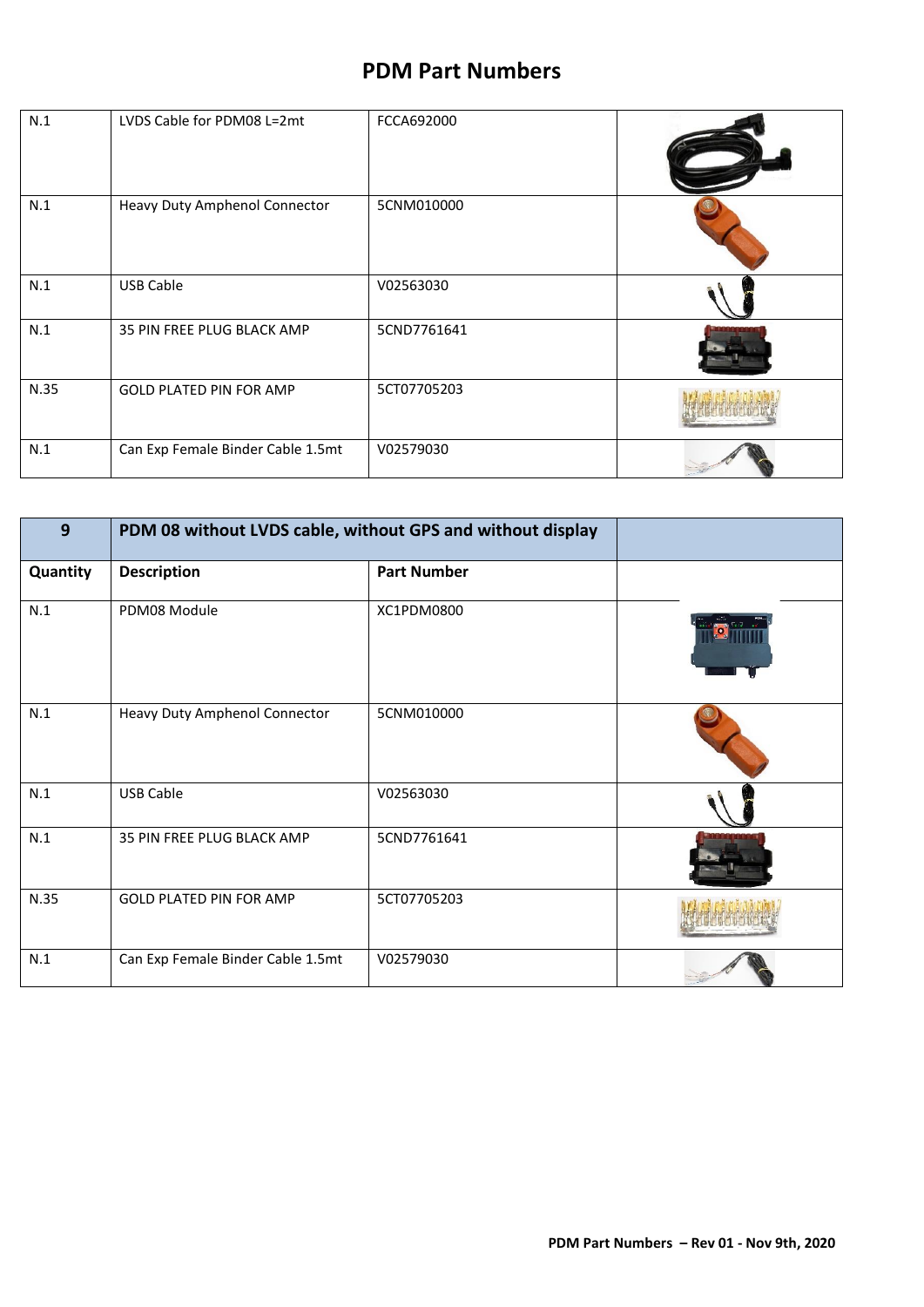# PDM Part Numbers

| | | | |
|---|---|---|---|
| N.1 | LVDS Cable for PDM08 L=2mt | FCCA692000 | |
| N.1 | Heavy Duty Amphenol Connector | 5CNM010000 | |
| N.1 | USB Cable | V02563030 | |
| N.1 | 35 PIN FREE PLUG BLACK AMP | 5CND7761641 | |
| N.35 | GOLD PLATED PIN FOR AMP | 5CT07705203 | |
| N.1 | Can Exp Female Binder Cable 1.5mt | V02579030 | |

| **9** | **PDM 08 without LVDS cable, without GPS and without display** | | |
|---|---|---|---|
| **Quantity** | **Description** | **Part Number** | |
| N.1 | PDM08 Module | XC1PDM0800 | |
| N.1 | Heavy Duty Amphenol Connector | 5CNM010000 | |
| N.1 | USB Cable | V02563030 | |
| N.1 | 35 PIN FREE PLUG BLACK AMP | 5CND7761641 | |
| N.35 | GOLD PLATED PIN FOR AMP | 5CT07705203 | |
| N.1 | Can Exp Female Binder Cable 1.5mt | V02579030 | |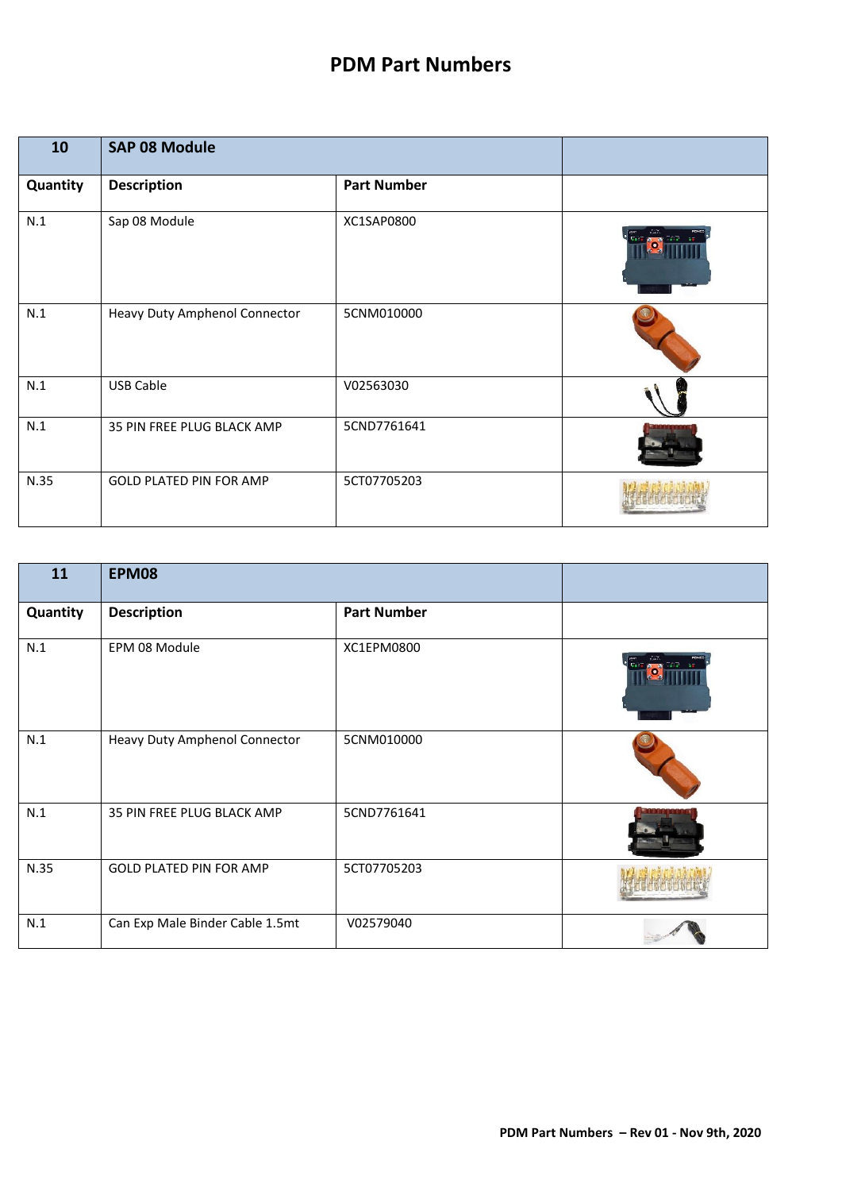# PDM Part Numbers

| 10 | SAP 08 Module | | |
|---|---|---|---|
| **Quantity** | **Description** | **Part Number** | |
| N.1 | Sap 08 Module | XC1SAP0800 | |
| N.1 | Heavy Duty Amphenol Connector | 5CNM010000 | |
| N.1 | USB Cable | V02563030 | |
| N.1 | 35 PIN FREE PLUG BLACK AMP | 5CND7761641 | |
| N.35 | GOLD PLATED PIN FOR AMP | 5CT07705203 | |

| 11 | EPM08 | | |
|---|---|---|---|
| **Quantity** | **Description** | **Part Number** | |
| N.1 | EPM 08 Module | XC1EPM0800 | |
| N.1 | Heavy Duty Amphenol Connector | 5CNM010000 | |
| N.1 | 35 PIN FREE PLUG BLACK AMP | 5CND7761641 | |
| N.35 | GOLD PLATED PIN FOR AMP | 5CT07705203 | |
| N.1 | Can Exp Male Binder Cable 1.5mt | V02579040 | |